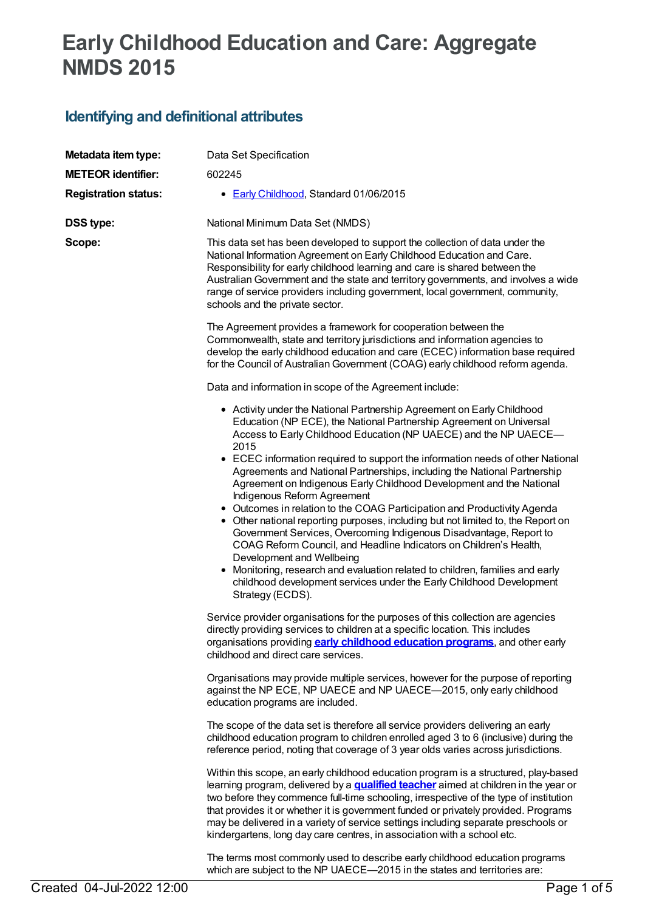# Early Childhood Education and Care: Aggregate NMDS 2015

## Identifying and definitional attributes

**Metadata item type:** Data Set Specification

**METEOR identifier:** 602245

**Registration status:**

- Early Childhood, Standard 01/06/2015

**DSS type:** National Minimum Data Set (NMDS)

**Scope:**

This data set has been developed to support the collection of data under the National Information Agreement on Early Childhood Education and Care. Responsibility for early childhood learning and care is shared between the Australian Government and the state and territory governments, and involves a wide range of service providers including government, local government, community, schools and the private sector.

The Agreement provides a framework for cooperation between the Commonwealth, state and territory jurisdictions and information agencies to develop the early childhood education and care (ECEC) information base required for the Council of Australian Government (COAG) early childhood reform agenda.

Data and information in scope of the Agreement include:

- Activity under the National Partnership Agreement on Early Childhood Education (NP ECE), the National Partnership Agreement on Universal Access to Early Childhood Education (NP UAECE) and the NP UAECE—2015
- ECEC information required to support the information needs of other National Agreements and National Partnerships, including the National Partnership Agreement on Indigenous Early Childhood Development and the National Indigenous Reform Agreement
- Outcomes in relation to the COAG Participation and Productivity Agenda
- Other national reporting purposes, including but not limited to, the Report on Government Services, Overcoming Indigenous Disadvantage, Report to COAG Reform Council, and Headline Indicators on Children's Health, Development and Wellbeing
- Monitoring, research and evaluation related to children, families and early childhood development services under the Early Childhood Development Strategy (ECDS).

Service provider organisations for the purposes of this collection are agencies directly providing services to children at a specific location. This includes organisations providing **early childhood education programs**, and other early childhood and direct care services.

Organisations may provide multiple services, however for the purpose of reporting against the NP ECE, NP UAECE and NP UAECE—2015, only early childhood education programs are included.

The scope of the data set is therefore all service providers delivering an early childhood education program to children enrolled aged 3 to 6 (inclusive) during the reference period, noting that coverage of 3 year olds varies across jurisdictions.

Within this scope, an early childhood education program is a structured, play-based learning program, delivered by a **qualified teacher** aimed at children in the year or two before they commence full-time schooling, irrespective of the type of institution that provides it or whether it is government funded or privately provided. Programs may be delivered in a variety of service settings including separate preschools or kindergartens, long day care centres, in association with a school etc.

The terms most commonly used to describe early childhood education programs which are subject to the NP UAECE—2015 in the states and territories are: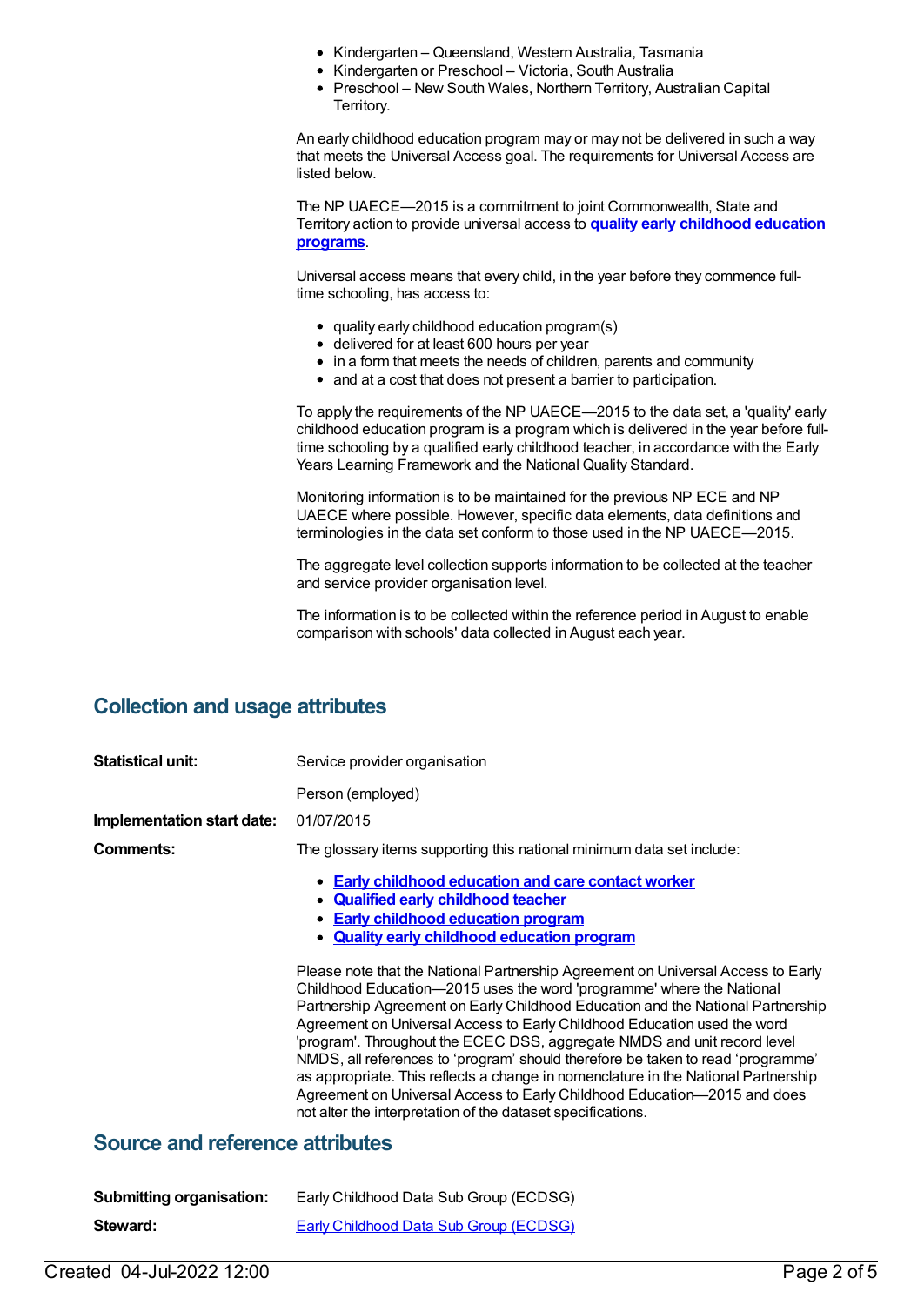- Kindergarten – Queensland, Western Australia, Tasmania
- Kindergarten or Preschool – Victoria, South Australia
- Preschool – New South Wales, Northern Territory, Australian Capital Territory.

An early childhood education program may or may not be delivered in such a way that meets the Universal Access goal. The requirements for Universal Access are listed below.

The NP UAECE—2015 is a commitment to joint Commonwealth, State and Territory action to provide universal access to **quality early childhood education programs**.

Universal access means that every child, in the year before they commence full-time schooling, has access to:

- quality early childhood education program(s)
- delivered for at least 600 hours per year
- in a form that meets the needs of children, parents and community
- and at a cost that does not present a barrier to participation.

To apply the requirements of the NP UAECE—2015 to the data set, a 'quality' early childhood education program is a program which is delivered in the year before full-time schooling by a qualified early childhood teacher, in accordance with the Early Years Learning Framework and the National Quality Standard.

Monitoring information is to be maintained for the previous NP ECE and NP UAECE where possible. However, specific data elements, data definitions and terminologies in the data set conform to those used in the NP UAECE—2015.

The aggregate level collection supports information to be collected at the teacher and service provider organisation level.

The information is to be collected within the reference period in August to enable comparison with schools' data collected in August each year.

## Collection and usage attributes

| | |
|---|---|
| **Statistical unit:** | Service provider organisation |
| | Person (employed) |
| **Implementation start date:** | 01/07/2015 |
| **Comments:** | The glossary items supporting this national minimum data set include: |

- **Early childhood education and care contact worker**
- **Qualified early childhood teacher**
- **Early childhood education program**
- **Quality early childhood education program**

Please note that the National Partnership Agreement on Universal Access to Early Childhood Education—2015 uses the word 'programme' where the National Partnership Agreement on Early Childhood Education and the National Partnership Agreement on Universal Access to Early Childhood Education used the word 'program'. Throughout the ECEC DSS, aggregate NMDS and unit record level NMDS, all references to 'program' should therefore be taken to read 'programme' as appropriate. This reflects a change in nomenclature in the National Partnership Agreement on Universal Access to Early Childhood Education—2015 and does not alter the interpretation of the dataset specifications.

## Source and reference attributes

| | |
|---|---|
| **Submitting organisation:** | Early Childhood Data Sub Group (ECDSG) |
| **Steward:** | Early Childhood Data Sub Group (ECDSG) |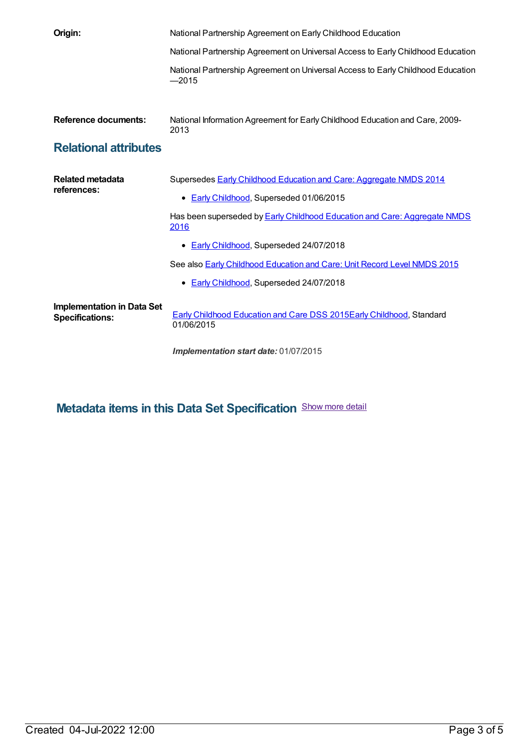**Origin:** National Partnership Agreement on Early Childhood Education

National Partnership Agreement on Universal Access to Early Childhood Education

National Partnership Agreement on Universal Access to Early Childhood Education —2015

**Reference documents:** National Information Agreement for Early Childhood Education and Care, 2009-2013

## Relational attributes

**Related metadata references:**

Supersedes Early Childhood Education and Care: Aggregate NMDS 2014

- Early Childhood, Superseded 01/06/2015

Has been superseded by Early Childhood Education and Care: Aggregate NMDS 2016

- Early Childhood, Superseded 24/07/2018

See also Early Childhood Education and Care: Unit Record Level NMDS 2015

- Early Childhood, Superseded 24/07/2018

**Implementation in Data Set Specifications:**

Early Childhood Education and Care DSS 2015Early Childhood, Standard 01/06/2015

***Implementation start date:*** 01/07/2015

## Metadata items in this Data Set Specification

Show more detail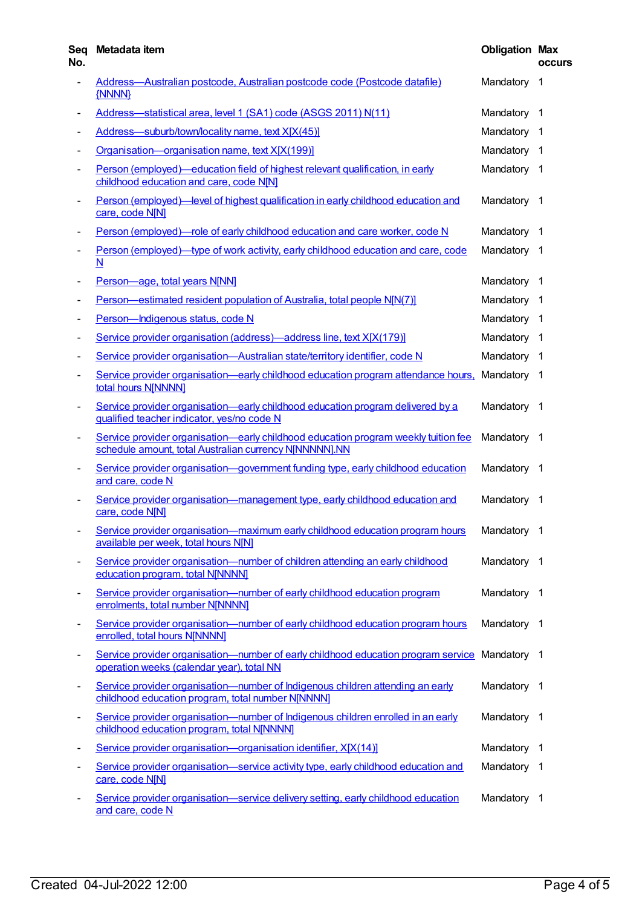| Seq No. | Metadata item | Obligation | Max occurs |
|---|---|---|---|
| - | Address—Australian postcode, Australian postcode code (Postcode datafile) {NNNN} | Mandatory | 1 |
| - | Address—statistical area, level 1 (SA1) code (ASGS 2011) N(11) | Mandatory | 1 |
| - | Address—suburb/town/locality name, text X[X(45)] | Mandatory | 1 |
| - | Organisation—organisation name, text X[X(199)] | Mandatory | 1 |
| - | Person (employed)—education field of highest relevant qualification, in early childhood education and care, code N[N] | Mandatory | 1 |
| - | Person (employed)—level of highest qualification in early childhood education and care, code N[N] | Mandatory | 1 |
| - | Person (employed)—role of early childhood education and care worker, code N | Mandatory | 1 |
| - | Person (employed)—type of work activity, early childhood education and care, code N | Mandatory | 1 |
| - | Person—age, total years N[NN] | Mandatory | 1 |
| - | Person—estimated resident population of Australia, total people N[N(7)] | Mandatory | 1 |
| - | Person—Indigenous status, code N | Mandatory | 1 |
| - | Service provider organisation (address)—address line, text X[X(179)] | Mandatory | 1 |
| - | Service provider organisation—Australian state/territory identifier, code N | Mandatory | 1 |
| - | Service provider organisation—early childhood education program attendance hours, total hours N[NNNN] | Mandatory | 1 |
| - | Service provider organisation—early childhood education program delivered by a qualified teacher indicator, yes/no code N | Mandatory | 1 |
| - | Service provider organisation—early childhood education program weekly tuition fee schedule amount, total Australian currency N[NNNNN].NN | Mandatory | 1 |
| - | Service provider organisation—government funding type, early childhood education and care, code N | Mandatory | 1 |
| - | Service provider organisation—management type, early childhood education and care, code N[N] | Mandatory | 1 |
| - | Service provider organisation—maximum early childhood education program hours available per week, total hours N[N] | Mandatory | 1 |
| - | Service provider organisation—number of children attending an early childhood education program, total N[NNNN] | Mandatory | 1 |
| - | Service provider organisation—number of early childhood education program enrolments, total number N[NNNN] | Mandatory | 1 |
| - | Service provider organisation—number of early childhood education program hours enrolled, total hours N[NNNN] | Mandatory | 1 |
| - | Service provider organisation—number of early childhood education program service operation weeks (calendar year), total NN | Mandatory | 1 |
| - | Service provider organisation—number of Indigenous children attending an early childhood education program, total number N[NNNN] | Mandatory | 1 |
| - | Service provider organisation—number of Indigenous children enrolled in an early childhood education program, total N[NNNN] | Mandatory | 1 |
| - | Service provider organisation—organisation identifier, X[X(14)] | Mandatory | 1 |
| - | Service provider organisation—service activity type, early childhood education and care, code N[N] | Mandatory | 1 |
| - | Service provider organisation—service delivery setting, early childhood education and care, code N | Mandatory | 1 |